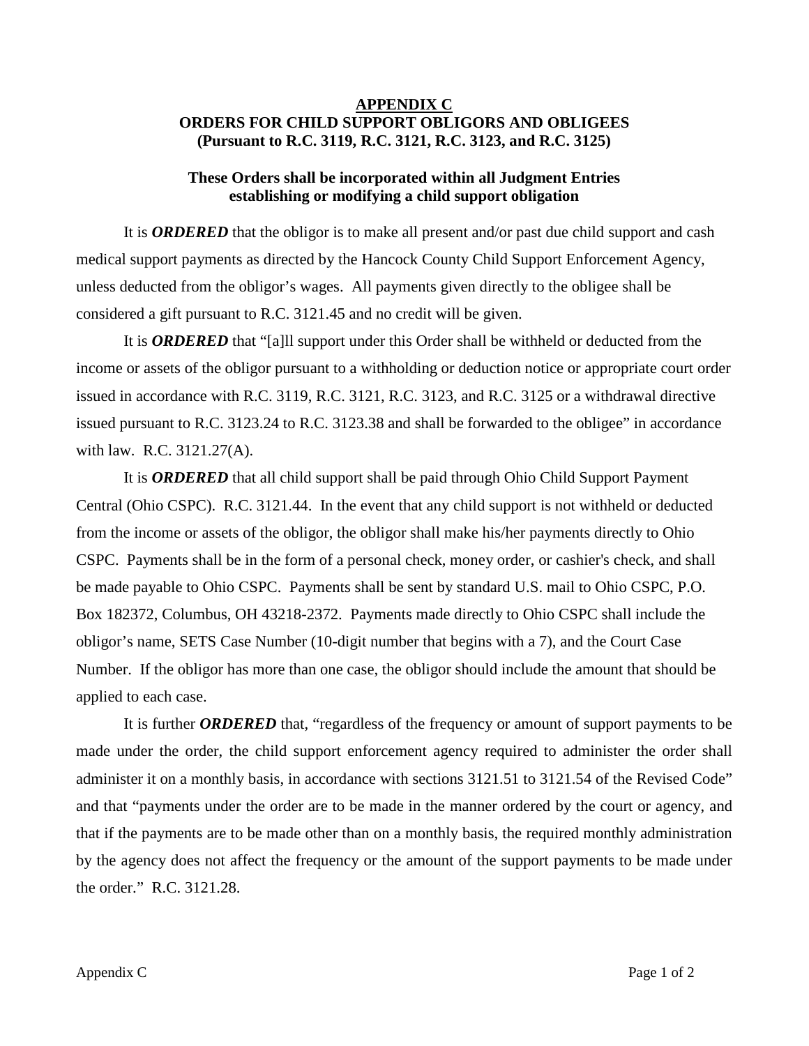# APPENDIX C

## ORDERS FOR CHILD SUPPORT OBLIGORS AND OBLIGEES (Pursuant to R.C. 3119, R.C. 3121, R.C. 3123, and R.C. 3125)

### These Orders shall be incorporated within all Judgment Entries establishing or modifying a child support obligation

It is ***ORDERED*** that the obligor is to make all present and/or past due child support and cash medical support payments as directed by the Hancock County Child Support Enforcement Agency, unless deducted from the obligor's wages. All payments given directly to the obligee shall be considered a gift pursuant to R.C. 3121.45 and no credit will be given.

It is ***ORDERED*** that "[a]ll support under this Order shall be withheld or deducted from the income or assets of the obligor pursuant to a withholding or deduction notice or appropriate court order issued in accordance with R.C. 3119, R.C. 3121, R.C. 3123, and R.C. 3125 or a withdrawal directive issued pursuant to R.C. 3123.24 to R.C. 3123.38 and shall be forwarded to the obligee" in accordance with law. R.C. 3121.27(A).

It is ***ORDERED*** that all child support shall be paid through Ohio Child Support Payment Central (Ohio CSPC). R.C. 3121.44. In the event that any child support is not withheld or deducted from the income or assets of the obligor, the obligor shall make his/her payments directly to Ohio CSPC. Payments shall be in the form of a personal check, money order, or cashier's check, and shall be made payable to Ohio CSPC. Payments shall be sent by standard U.S. mail to Ohio CSPC, P.O. Box 182372, Columbus, OH 43218-2372. Payments made directly to Ohio CSPC shall include the obligor's name, SETS Case Number (10-digit number that begins with a 7), and the Court Case Number. If the obligor has more than one case, the obligor should include the amount that should be applied to each case.

It is further ***ORDERED*** that, "regardless of the frequency or amount of support payments to be made under the order, the child support enforcement agency required to administer the order shall administer it on a monthly basis, in accordance with sections 3121.51 to 3121.54 of the Revised Code" and that "payments under the order are to be made in the manner ordered by the court or agency, and that if the payments are to be made other than on a monthly basis, the required monthly administration by the agency does not affect the frequency or the amount of the support payments to be made under the order." R.C. 3121.28.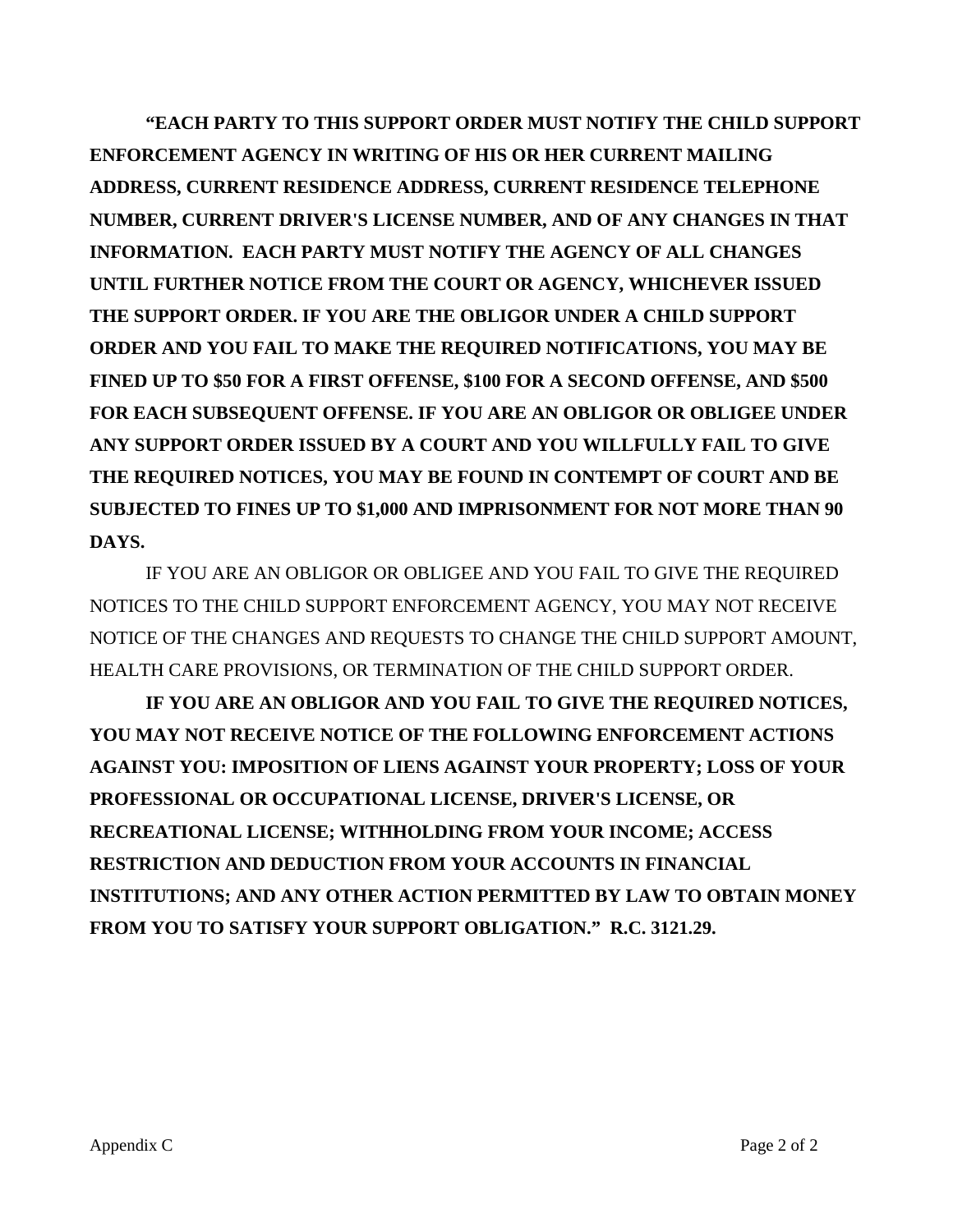**"EACH PARTY TO THIS SUPPORT ORDER MUST NOTIFY THE CHILD SUPPORT ENFORCEMENT AGENCY IN WRITING OF HIS OR HER CURRENT MAILING ADDRESS, CURRENT RESIDENCE ADDRESS, CURRENT RESIDENCE TELEPHONE NUMBER, CURRENT DRIVER'S LICENSE NUMBER, AND OF ANY CHANGES IN THAT INFORMATION. EACH PARTY MUST NOTIFY THE AGENCY OF ALL CHANGES UNTIL FURTHER NOTICE FROM THE COURT OR AGENCY, WHICHEVER ISSUED THE SUPPORT ORDER. IF YOU ARE THE OBLIGOR UNDER A CHILD SUPPORT ORDER AND YOU FAIL TO MAKE THE REQUIRED NOTIFICATIONS, YOU MAY BE FINED UP TO $50 FOR A FIRST OFFENSE, $100 FOR A SECOND OFFENSE, AND $500 FOR EACH SUBSEQUENT OFFENSE. IF YOU ARE AN OBLIGOR OR OBLIGEE UNDER ANY SUPPORT ORDER ISSUED BY A COURT AND YOU WILLFULLY FAIL TO GIVE THE REQUIRED NOTICES, YOU MAY BE FOUND IN CONTEMPT OF COURT AND BE SUBJECTED TO FINES UP TO $1,000 AND IMPRISONMENT FOR NOT MORE THAN 90 DAYS.**

IF YOU ARE AN OBLIGOR OR OBLIGEE AND YOU FAIL TO GIVE THE REQUIRED NOTICES TO THE CHILD SUPPORT ENFORCEMENT AGENCY, YOU MAY NOT RECEIVE NOTICE OF THE CHANGES AND REQUESTS TO CHANGE THE CHILD SUPPORT AMOUNT, HEALTH CARE PROVISIONS, OR TERMINATION OF THE CHILD SUPPORT ORDER.

**IF YOU ARE AN OBLIGOR AND YOU FAIL TO GIVE THE REQUIRED NOTICES, YOU MAY NOT RECEIVE NOTICE OF THE FOLLOWING ENFORCEMENT ACTIONS AGAINST YOU: IMPOSITION OF LIENS AGAINST YOUR PROPERTY; LOSS OF YOUR PROFESSIONAL OR OCCUPATIONAL LICENSE, DRIVER'S LICENSE, OR RECREATIONAL LICENSE; WITHHOLDING FROM YOUR INCOME; ACCESS RESTRICTION AND DEDUCTION FROM YOUR ACCOUNTS IN FINANCIAL INSTITUTIONS; AND ANY OTHER ACTION PERMITTED BY LAW TO OBTAIN MONEY FROM YOU TO SATISFY YOUR SUPPORT OBLIGATION." R.C. 3121.29.**